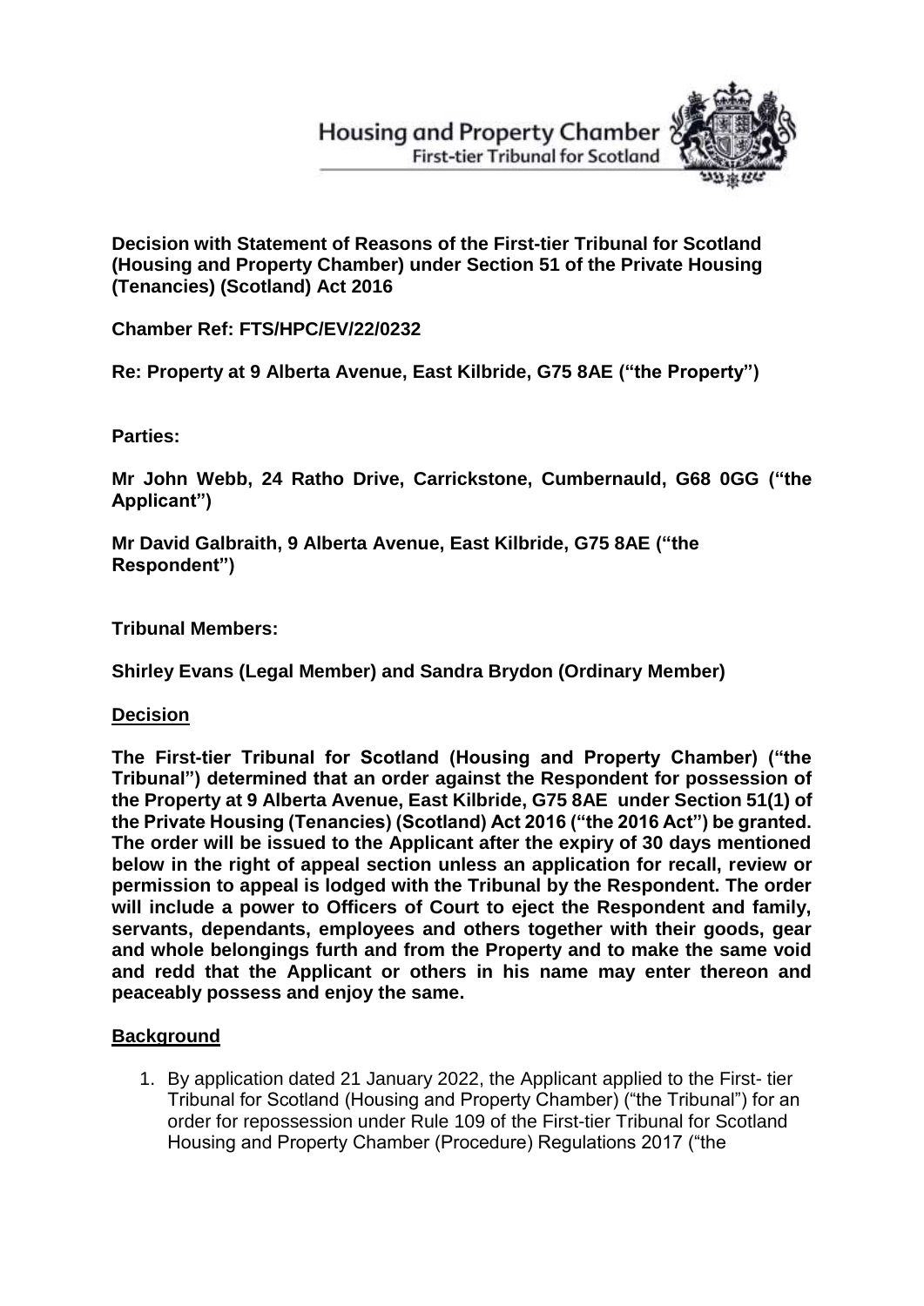Housing and Property Chamber
First-tier Tribunal for Scotland

**Decision with Statement of Reasons of the First-tier Tribunal for Scotland (Housing and Property Chamber) under Section 51 of the Private Housing (Tenancies) (Scotland) Act 2016**

**Chamber Ref: FTS/HPC/EV/22/0232**

**Re: Property at 9 Alberta Avenue, East Kilbride, G75 8AE ("the Property")**

**Parties:**

**Mr John Webb, 24 Ratho Drive, Carrickstone, Cumbernauld, G68 0GG ("the Applicant")**

**Mr David Galbraith, 9 Alberta Avenue, East Kilbride, G75 8AE ("the Respondent")**

**Tribunal Members:**

**Shirley Evans (Legal Member) and Sandra Brydon (Ordinary Member)**

## Decision

**The First-tier Tribunal for Scotland (Housing and Property Chamber) ("the Tribunal") determined that an order against the Respondent for possession of the Property at 9 Alberta Avenue, East Kilbride, G75 8AE under Section 51(1) of the Private Housing (Tenancies) (Scotland) Act 2016 ("the 2016 Act") be granted. The order will be issued to the Applicant after the expiry of 30 days mentioned below in the right of appeal section unless an application for recall, review or permission to appeal is lodged with the Tribunal by the Respondent. The order will include a power to Officers of Court to eject the Respondent and family, servants, dependants, employees and others together with their goods, gear and whole belongings furth and from the Property and to make the same void and redd that the Applicant or others in his name may enter thereon and peaceably possess and enjoy the same.**

## Background

1. By application dated 21 January 2022, the Applicant applied to the First- tier Tribunal for Scotland (Housing and Property Chamber) ("the Tribunal") for an order for repossession under Rule 109 of the First-tier Tribunal for Scotland Housing and Property Chamber (Procedure) Regulations 2017 ("the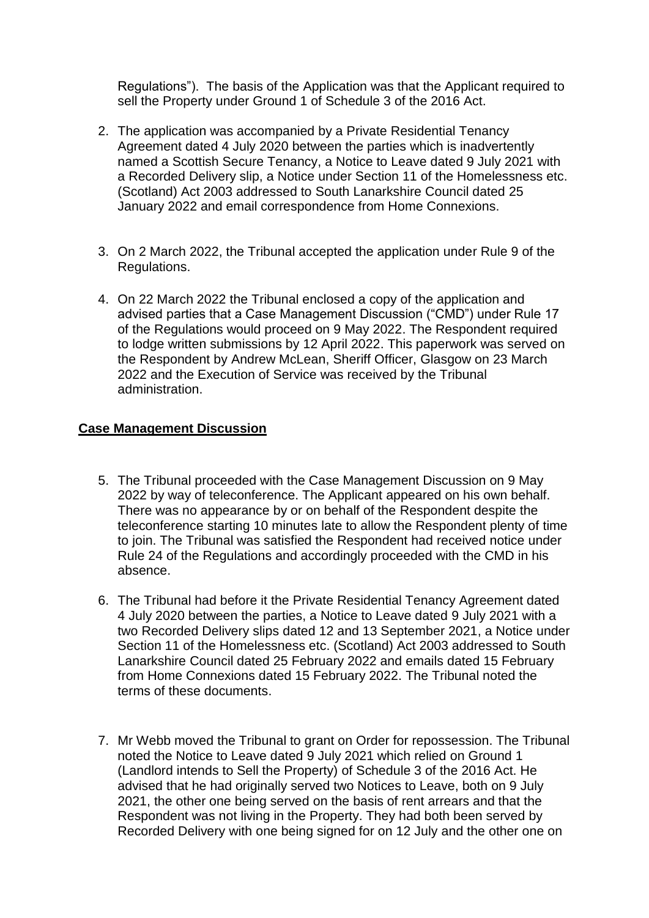Regulations"). The basis of the Application was that the Applicant required to sell the Property under Ground 1 of Schedule 3 of the 2016 Act.

2. The application was accompanied by a Private Residential Tenancy Agreement dated 4 July 2020 between the parties which is inadvertently named a Scottish Secure Tenancy, a Notice to Leave dated 9 July 2021 with a Recorded Delivery slip, a Notice under Section 11 of the Homelessness etc. (Scotland) Act 2003 addressed to South Lanarkshire Council dated 25 January 2022 and email correspondence from Home Connexions.

3. On 2 March 2022, the Tribunal accepted the application under Rule 9 of the Regulations.

4. On 22 March 2022 the Tribunal enclosed a copy of the application and advised parties that a Case Management Discussion ("CMD") under Rule 17 of the Regulations would proceed on 9 May 2022. The Respondent required to lodge written submissions by 12 April 2022. This paperwork was served on the Respondent by Andrew McLean, Sheriff Officer, Glasgow on 23 March 2022 and the Execution of Service was received by the Tribunal administration.

**Case Management Discussion**

5. The Tribunal proceeded with the Case Management Discussion on 9 May 2022 by way of teleconference. The Applicant appeared on his own behalf. There was no appearance by or on behalf of the Respondent despite the teleconference starting 10 minutes late to allow the Respondent plenty of time to join. The Tribunal was satisfied the Respondent had received notice under Rule 24 of the Regulations and accordingly proceeded with the CMD in his absence.

6. The Tribunal had before it the Private Residential Tenancy Agreement dated 4 July 2020 between the parties, a Notice to Leave dated 9 July 2021 with a two Recorded Delivery slips dated 12 and 13 September 2021, a Notice under Section 11 of the Homelessness etc. (Scotland) Act 2003 addressed to South Lanarkshire Council dated 25 February 2022 and emails dated 15 February from Home Connexions dated 15 February 2022. The Tribunal noted the terms of these documents.

7. Mr Webb moved the Tribunal to grant on Order for repossession. The Tribunal noted the Notice to Leave dated 9 July 2021 which relied on Ground 1 (Landlord intends to Sell the Property) of Schedule 3 of the 2016 Act. He advised that he had originally served two Notices to Leave, both on 9 July 2021, the other one being served on the basis of rent arrears and that the Respondent was not living in the Property. They had both been served by Recorded Delivery with one being signed for on 12 July and the other one on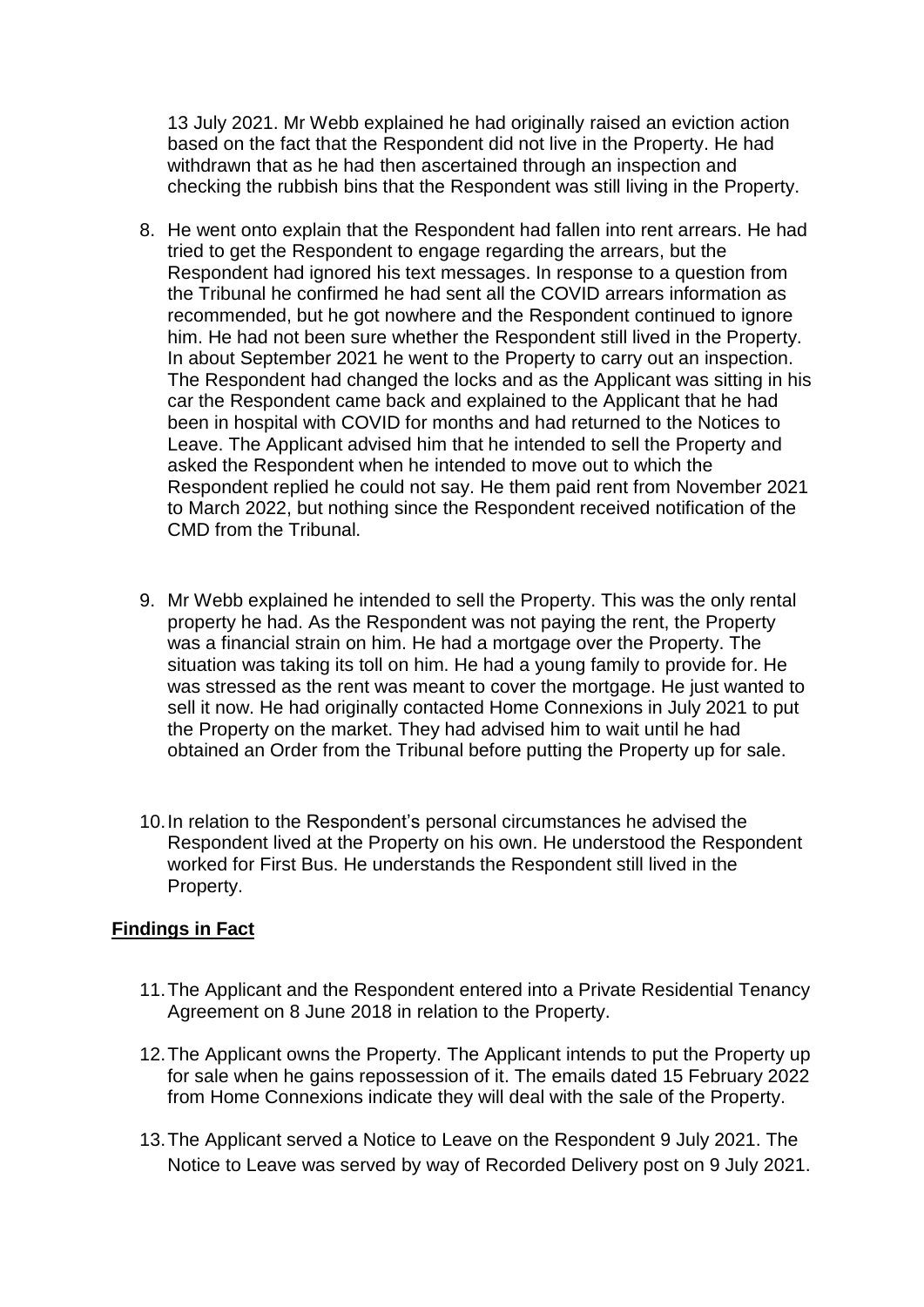13 July 2021. Mr Webb explained he had originally raised an eviction action based on the fact that the Respondent did not live in the Property. He had withdrawn that as he had then ascertained through an inspection and checking the rubbish bins that the Respondent was still living in the Property.

8. He went onto explain that the Respondent had fallen into rent arrears. He had tried to get the Respondent to engage regarding the arrears, but the Respondent had ignored his text messages. In response to a question from the Tribunal he confirmed he had sent all the COVID arrears information as recommended, but he got nowhere and the Respondent continued to ignore him. He had not been sure whether the Respondent still lived in the Property. In about September 2021 he went to the Property to carry out an inspection. The Respondent had changed the locks and as the Applicant was sitting in his car the Respondent came back and explained to the Applicant that he had been in hospital with COVID for months and had returned to the Notices to Leave. The Applicant advised him that he intended to sell the Property and asked the Respondent when he intended to move out to which the Respondent replied he could not say. He them paid rent from November 2021 to March 2022, but nothing since the Respondent received notification of the CMD from the Tribunal.

9. Mr Webb explained he intended to sell the Property. This was the only rental property he had. As the Respondent was not paying the rent, the Property was a financial strain on him. He had a mortgage over the Property. The situation was taking its toll on him. He had a young family to provide for. He was stressed as the rent was meant to cover the mortgage. He just wanted to sell it now. He had originally contacted Home Connexions in July 2021 to put the Property on the market. They had advised him to wait until he had obtained an Order from the Tribunal before putting the Property up for sale.

10. In relation to the Respondent's personal circumstances he advised the Respondent lived at the Property on his own. He understood the Respondent worked for First Bus. He understands the Respondent still lived in the Property.

## Findings in Fact

11. The Applicant and the Respondent entered into a Private Residential Tenancy Agreement on 8 June 2018 in relation to the Property.

12. The Applicant owns the Property. The Applicant intends to put the Property up for sale when he gains repossession of it. The emails dated 15 February 2022 from Home Connexions indicate they will deal with the sale of the Property.

13. The Applicant served a Notice to Leave on the Respondent 9 July 2021. The Notice to Leave was served by way of Recorded Delivery post on 9 July 2021.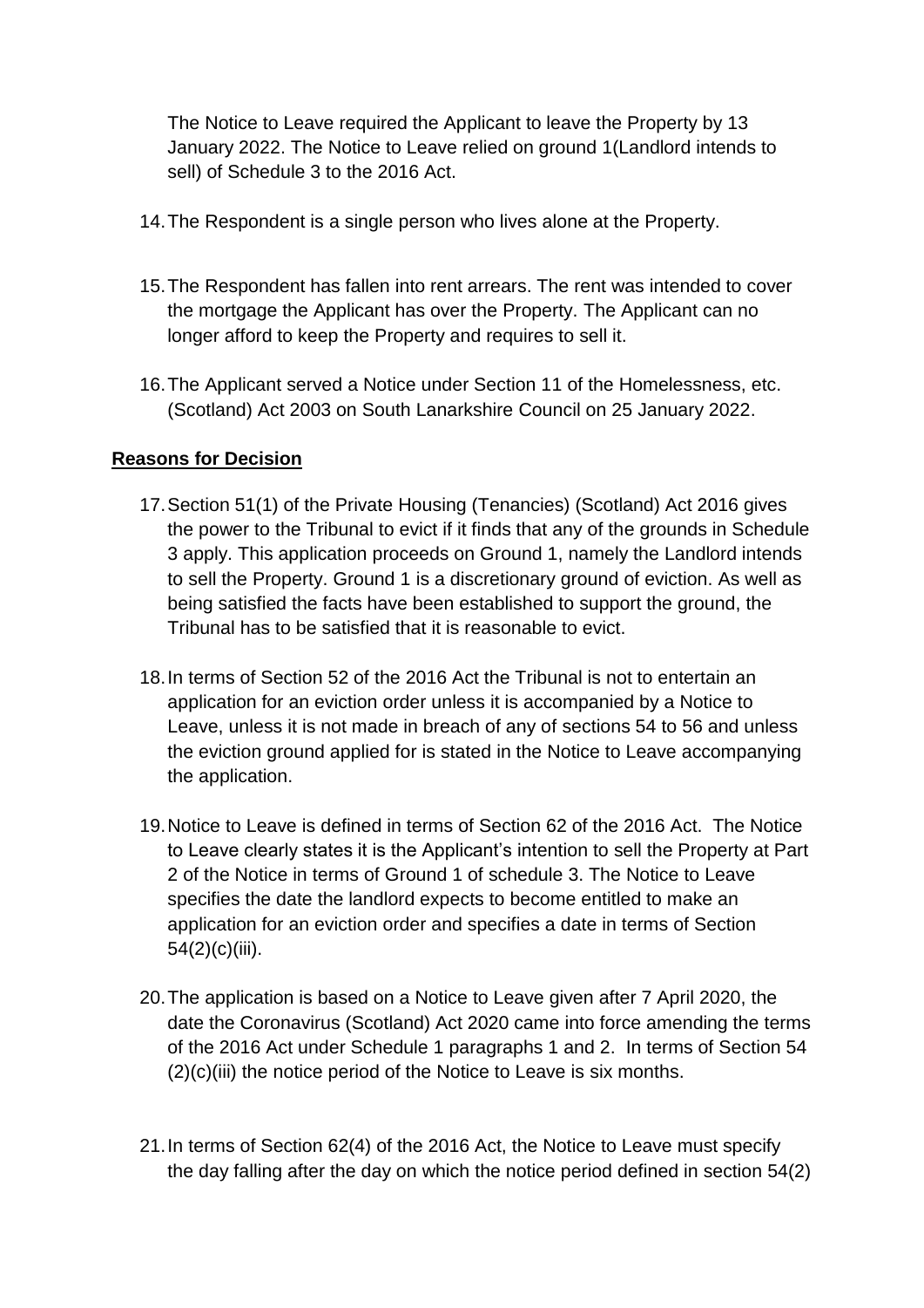The Notice to Leave required the Applicant to leave the Property by 13 January 2022. The Notice to Leave relied on ground 1(Landlord intends to sell) of Schedule 3 to the 2016 Act.

14. The Respondent is a single person who lives alone at the Property.

15. The Respondent has fallen into rent arrears. The rent was intended to cover the mortgage the Applicant has over the Property. The Applicant can no longer afford to keep the Property and requires to sell it.

16. The Applicant served a Notice under Section 11 of the Homelessness, etc. (Scotland) Act 2003 on South Lanarkshire Council on 25 January 2022.

**Reasons for Decision**

17. Section 51(1) of the Private Housing (Tenancies) (Scotland) Act 2016 gives the power to the Tribunal to evict if it finds that any of the grounds in Schedule 3 apply. This application proceeds on Ground 1, namely the Landlord intends to sell the Property. Ground 1 is a discretionary ground of eviction. As well as being satisfied the facts have been established to support the ground, the Tribunal has to be satisfied that it is reasonable to evict.

18. In terms of Section 52 of the 2016 Act the Tribunal is not to entertain an application for an eviction order unless it is accompanied by a Notice to Leave, unless it is not made in breach of any of sections 54 to 56 and unless the eviction ground applied for is stated in the Notice to Leave accompanying the application.

19. Notice to Leave is defined in terms of Section 62 of the 2016 Act. The Notice to Leave clearly states it is the Applicant's intention to sell the Property at Part 2 of the Notice in terms of Ground 1 of schedule 3. The Notice to Leave specifies the date the landlord expects to become entitled to make an application for an eviction order and specifies a date in terms of Section 54(2)(c)(iii).

20. The application is based on a Notice to Leave given after 7 April 2020, the date the Coronavirus (Scotland) Act 2020 came into force amending the terms of the 2016 Act under Schedule 1 paragraphs 1 and 2. In terms of Section 54 (2)(c)(iii) the notice period of the Notice to Leave is six months.

21. In terms of Section 62(4) of the 2016 Act, the Notice to Leave must specify the day falling after the day on which the notice period defined in section 54(2)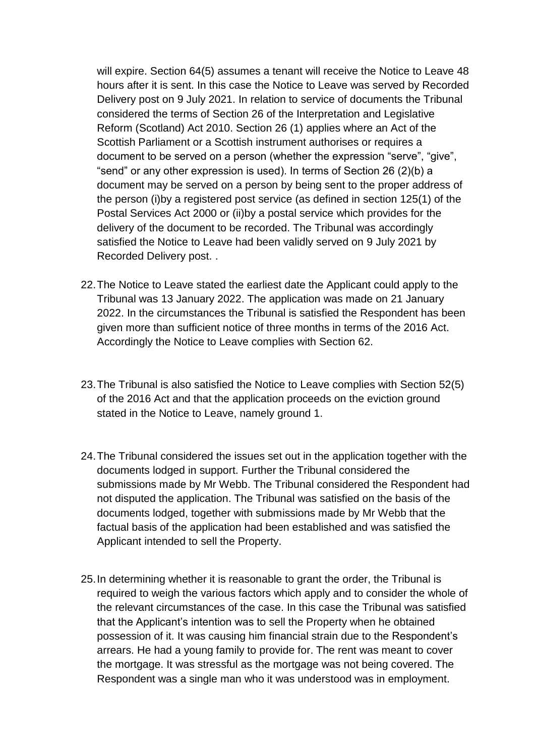will expire. Section 64(5) assumes a tenant will receive the Notice to Leave 48 hours after it is sent. In this case the Notice to Leave was served by Recorded Delivery post on 9 July 2021. In relation to service of documents the Tribunal considered the terms of Section 26 of the Interpretation and Legislative Reform (Scotland) Act 2010. Section 26 (1) applies where an Act of the Scottish Parliament or a Scottish instrument authorises or requires a document to be served on a person (whether the expression "serve", "give", "send" or any other expression is used). In terms of Section 26 (2)(b) a document may be served on a person by being sent to the proper address of the person (i)by a registered post service (as defined in section 125(1) of the Postal Services Act 2000 or (ii)by a postal service which provides for the delivery of the document to be recorded. The Tribunal was accordingly satisfied the Notice to Leave had been validly served on 9 July 2021 by Recorded Delivery post. .

22. The Notice to Leave stated the earliest date the Applicant could apply to the Tribunal was 13 January 2022. The application was made on 21 January 2022. In the circumstances the Tribunal is satisfied the Respondent has been given more than sufficient notice of three months in terms of the 2016 Act. Accordingly the Notice to Leave complies with Section 62.

23. The Tribunal is also satisfied the Notice to Leave complies with Section 52(5) of the 2016 Act and that the application proceeds on the eviction ground stated in the Notice to Leave, namely ground 1.

24. The Tribunal considered the issues set out in the application together with the documents lodged in support. Further the Tribunal considered the submissions made by Mr Webb. The Tribunal considered the Respondent had not disputed the application. The Tribunal was satisfied on the basis of the documents lodged, together with submissions made by Mr Webb that the factual basis of the application had been established and was satisfied the Applicant intended to sell the Property.

25. In determining whether it is reasonable to grant the order, the Tribunal is required to weigh the various factors which apply and to consider the whole of the relevant circumstances of the case. In this case the Tribunal was satisfied that the Applicant's intention was to sell the Property when he obtained possession of it. It was causing him financial strain due to the Respondent's arrears. He had a young family to provide for. The rent was meant to cover the mortgage. It was stressful as the mortgage was not being covered. The Respondent was a single man who it was understood was in employment.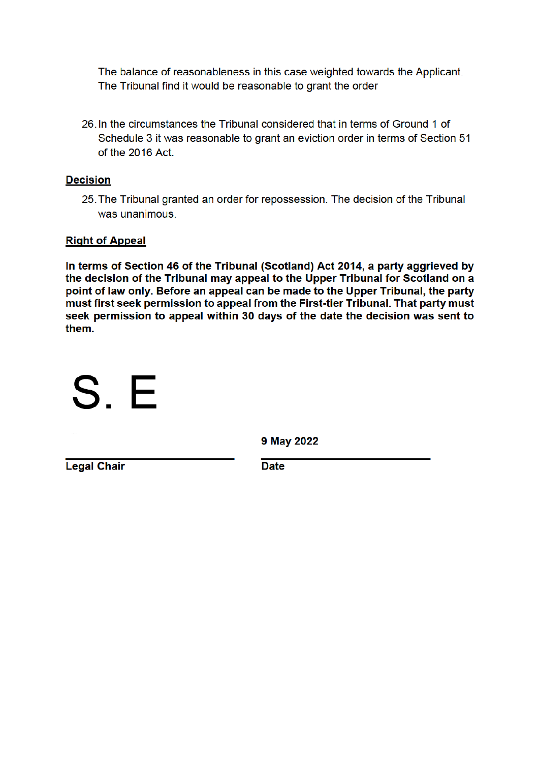The balance of reasonableness in this case weighted towards the Applicant. The Tribunal find it would be reasonable to grant the order

26. In the circumstances the Tribunal considered that in terms of Ground 1 of Schedule 3 it was reasonable to grant an eviction order in terms of Section 51 of the 2016 Act.

## Decision

25. The Tribunal granted an order for repossession. The decision of the Tribunal was unanimous.

## Right of Appeal

**In terms of Section 46 of the Tribunal (Scotland) Act 2014, a party aggrieved by the decision of the Tribunal may appeal to the Upper Tribunal for Scotland on a point of law only. Before an appeal can be made to the Upper Tribunal, the party must first seek permission to appeal from the First-tier Tribunal. That party must seek permission to appeal within 30 days of the date the decision was sent to them.**

S. E

**Legal Chair**

**9 May 2022**

**Date**